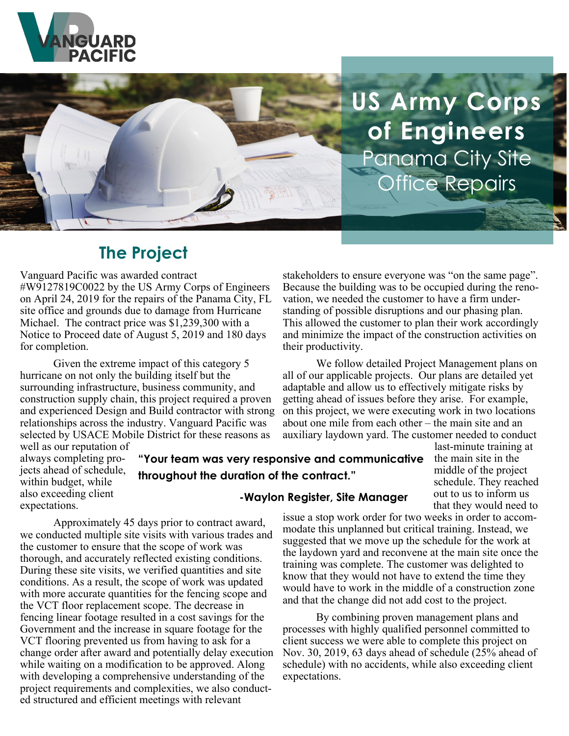VANGUARD PACIFIC

# US Army Corps of Engineers

## Panama City Site Office Repairs

## The Project

Vanguard Pacific was awarded contract #W9127819C0022 by the US Army Corps of Engineers on April 24, 2019 for the repairs of the Panama City, FL site office and grounds due to damage from Hurricane Michael. The contract price was $1,239,300 with a Notice to Proceed date of August 5, 2019 and 180 days for completion.

Given the extreme impact of this category 5 hurricane on not only the building itself but the surrounding infrastructure, business community, and construction supply chain, this project required a proven and experienced Design and Build contractor with strong relationships across the industry. Vanguard Pacific was selected by USACE Mobile District for these reasons as well as our reputation of always completing projects ahead of schedule, within budget, while also exceeding client expectations.

Approximately 45 days prior to contract award, we conducted multiple site visits with various trades and the customer to ensure that the scope of work was thorough, and accurately reflected existing conditions. During these site visits, we verified quantities and site conditions. As a result, the scope of work was updated with more accurate quantities for the fencing scope and the VCT floor replacement scope. The decrease in fencing linear footage resulted in a cost savings for the Government and the increase in square footage for the VCT flooring prevented us from having to ask for a change order after award and potentially delay execution while waiting on a modification to be approved. Along with developing a comprehensive understanding of the project requirements and complexities, we also conducted structured and efficient meetings with relevant stakeholders to ensure everyone was "on the same page". Because the building was to be occupied during the renovation, we needed the customer to have a firm understanding of possible disruptions and our phasing plan. This allowed the customer to plan their work accordingly and minimize the impact of the construction activities on their productivity.

We follow detailed Project Management plans on all of our applicable projects. Our plans are detailed yet adaptable and allow us to effectively mitigate risks by getting ahead of issues before they arise. For example, on this project, we were executing work in two locations about one mile from each other – the main site and an auxiliary laydown yard. The customer needed to conduct last-minute training at the main site in the middle of the project schedule. They reached out to us to inform us that they would need to issue a stop work order for two weeks in order to accommodate this unplanned but critical training. Instead, we suggested that we move up the schedule for the work at the laydown yard and reconvene at the main site once the training was complete. The customer was delighted to know that they would not have to extend the time they would have to work in the middle of a construction zone and that the change did not add cost to the project.

**"Your team was very responsive and communicative throughout the duration of the contract."**

**-Waylon Register, Site Manager**

By combining proven management plans and processes with highly qualified personnel committed to client success we were able to complete this project on Nov. 30, 2019, 63 days ahead of schedule (25% ahead of schedule) with no accidents, while also exceeding client expectations.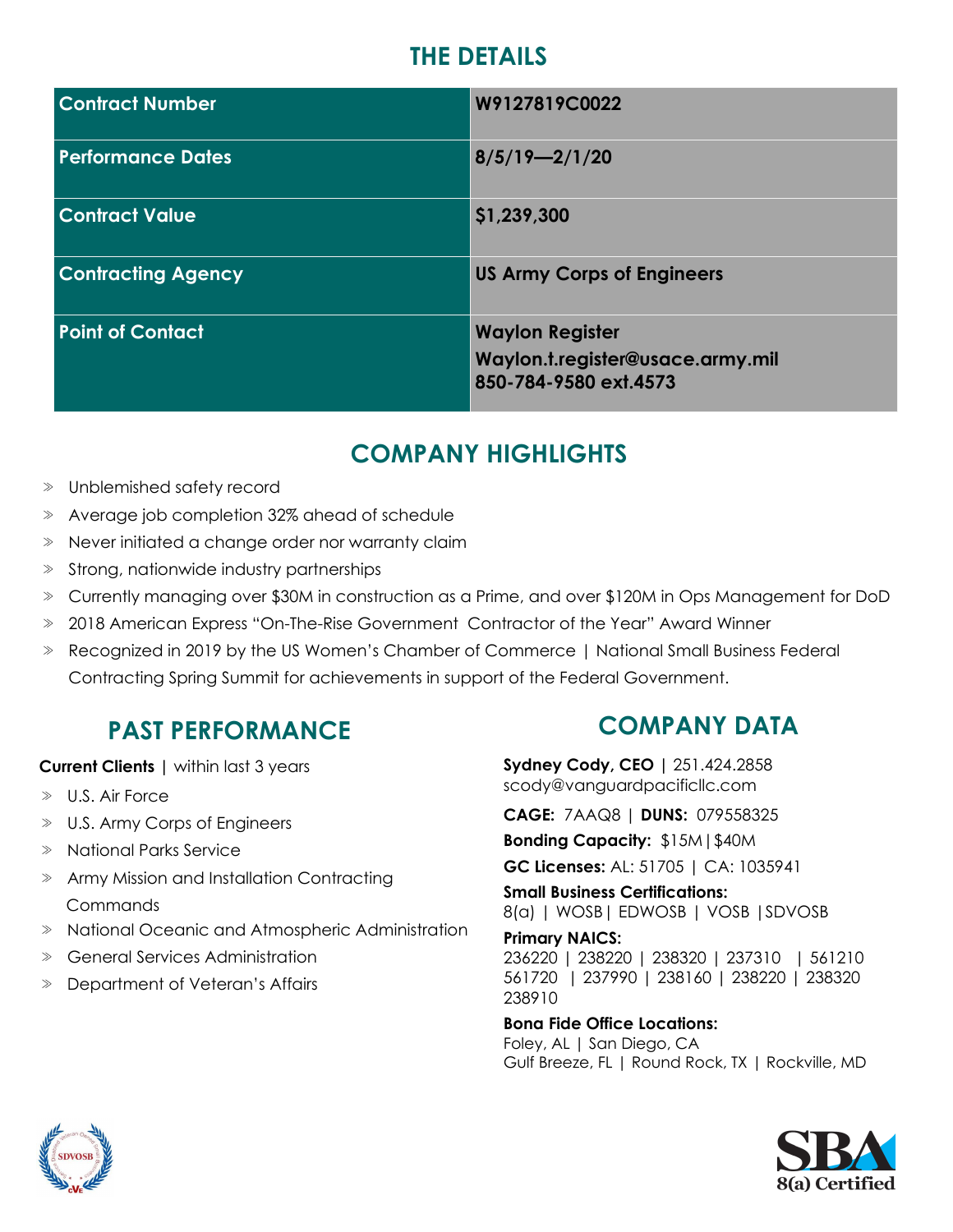## THE DETAILS

| | |
|---|---|
| **Contract Number** | **W9127819C0022** |
| **Performance Dates** | **8/5/19—2/1/20** |
| **Contract Value** | **$1,239,300** |
| **Contracting Agency** | **US Army Corps of Engineers** |
| **Point of Contact** | **Waylon Register**<br>**Waylon.t.register@usace.army.mil**<br>**850-784-9580 ext.4573** |

## COMPANY HIGHLIGHTS

- Unblemished safety record
- Average job completion 32% ahead of schedule
- Never initiated a change order nor warranty claim
- Strong, nationwide industry partnerships
- Currently managing over $30M in construction as a Prime, and over $120M in Ops Management for DoD
- 2018 American Express "On-The-Rise Government Contractor of the Year" Award Winner
- Recognized in 2019 by the US Women's Chamber of Commerce | National Small Business Federal Contracting Spring Summit for achievements in support of the Federal Government.

## PAST PERFORMANCE

**Current Clients** | within last 3 years

- U.S. Air Force
- U.S. Army Corps of Engineers
- National Parks Service
- Army Mission and Installation Contracting Commands
- National Oceanic and Atmospheric Administration
- General Services Administration
- Department of Veteran's Affairs

## COMPANY DATA

**Sydney Cody, CEO** | 251.424.2858
scody@vanguardpacificllc.com

**CAGE:** 7AAQ8 | **DUNS:** 079558325

**Bonding Capacity:** $15M|$40M

**GC Licenses:** AL: 51705 | CA: 1035941

**Small Business Certifications:**
8(a) | WOSB| EDWOSB | VOSB |SDVOSB

**Primary NAICS:**
236220 | 238220 | 238320 | 237310 | 561210
561720 | 237990 | 238160 | 238220 | 238320
238910

**Bona Fide Office Locations:**
Foley, AL | San Diego, CA
Gulf Breeze, FL | Round Rock, TX | Rockville, MD

SDVOSB

SBA 8(a) Certified